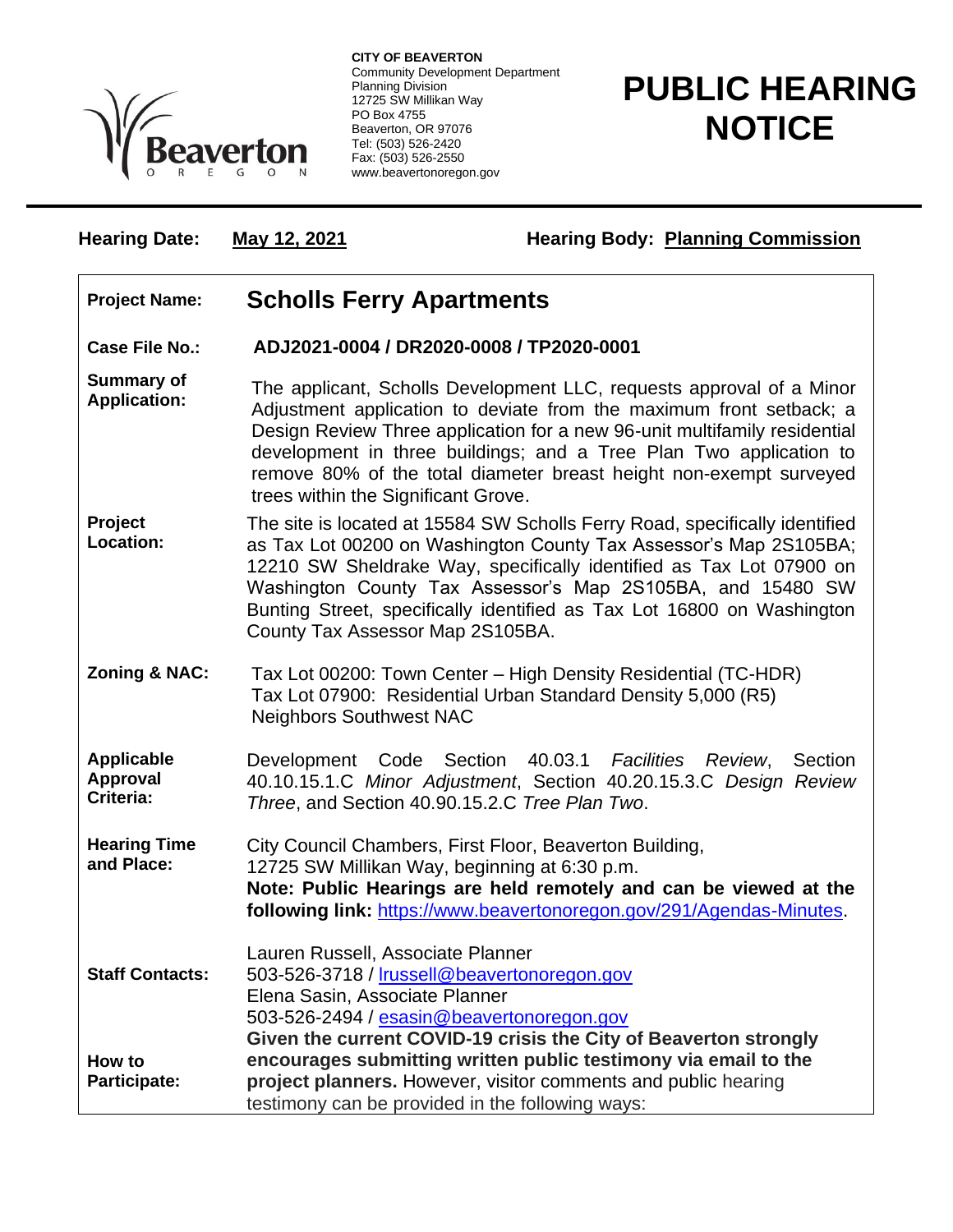**CITY OF BEAVERTON**
Community Development Department
Planning Division
12725 SW Millikan Way
PO Box 4755
Beaverton, OR 97076
Tel: (503) 526-2420
Fax: (503) 526-2550
www.beavertonoregon.gov

# PUBLIC HEARING NOTICE

**Hearing Date:** **May 12, 2021** **Hearing Body:** **Planning Commission**

| | |
|---|---|
| **Project Name:** | **Scholls Ferry Apartments** |
| **Case File No.:** | **ADJ2021-0004 / DR2020-0008 / TP2020-0001** |
| **Summary of Application:** | The applicant, Scholls Development LLC, requests approval of a Minor Adjustment application to deviate from the maximum front setback; a Design Review Three application for a new 96-unit multifamily residential development in three buildings; and a Tree Plan Two application to remove 80% of the total diameter breast height non-exempt surveyed trees within the Significant Grove. |
| **Project Location:** | The site is located at 15584 SW Scholls Ferry Road, specifically identified as Tax Lot 00200 on Washington County Tax Assessor's Map 2S105BA; 12210 SW Sheldrake Way, specifically identified as Tax Lot 07900 on Washington County Tax Assessor's Map 2S105BA, and 15480 SW Bunting Street, specifically identified as Tax Lot 16800 on Washington County Tax Assessor Map 2S105BA. |
| **Zoning & NAC:** | Tax Lot 00200: Town Center – High Density Residential (TC-HDR)<br>Tax Lot 07900: Residential Urban Standard Density 5,000 (R5)<br>Neighbors Southwest NAC |
| **Applicable Approval Criteria:** | Development Code Section 40.03.1 *Facilities Review*, Section 40.10.15.1.C *Minor Adjustment*, Section 40.20.15.3.C *Design Review Three*, and Section 40.90.15.2.C *Tree Plan Two*. |
| **Hearing Time and Place:** | City Council Chambers, First Floor, Beaverton Building, 12725 SW Millikan Way, beginning at 6:30 p.m.<br>**Note: Public Hearings are held remotely and can be viewed at the following link:** https://www.beavertonoregon.gov/291/Agendas-Minutes. |
| **Staff Contacts:** | Lauren Russell, Associate Planner<br>503-526-3718 / lrussell@beavertonoregon.gov<br>Elena Sasin, Associate Planner<br>503-526-2494 / esasin@beavertonoregon.gov |
| **How to Participate:** | **Given the current COVID-19 crisis the City of Beaverton strongly encourages submitting written public testimony via email to the project planners.** However, visitor comments and public hearing testimony can be provided in the following ways: |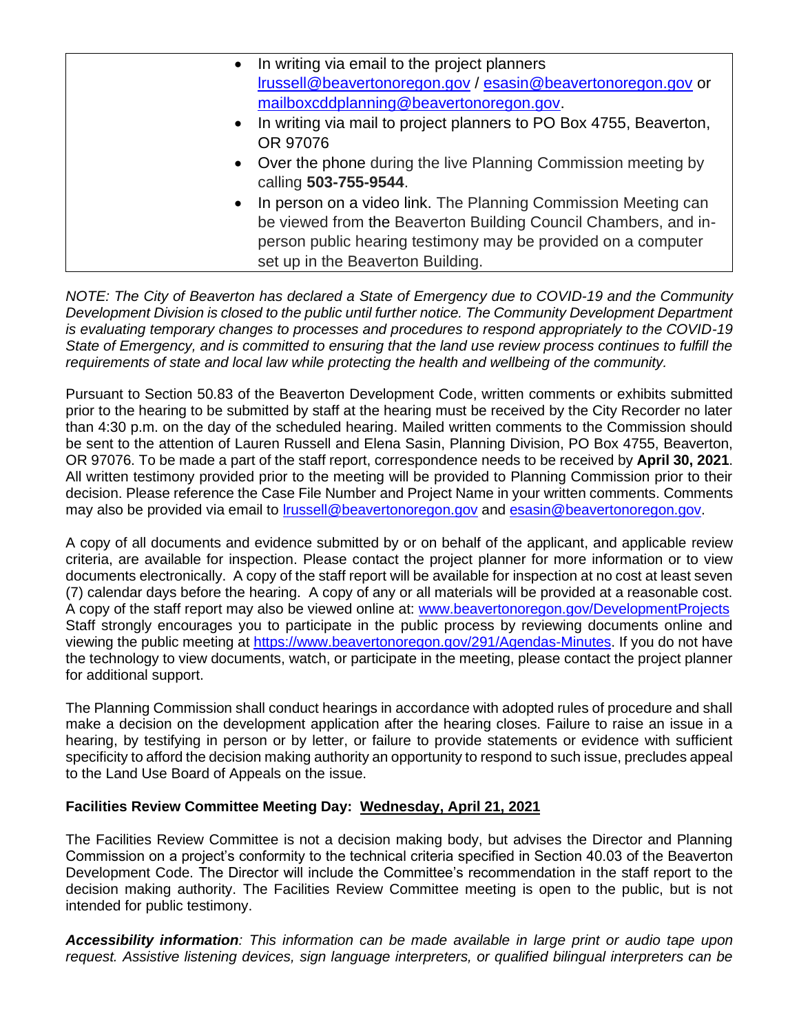| | • In writing via email to the project planners lrussell@beavertonoregon.gov / esasin@beavertonoregon.gov or mailboxcddplanning@beavertonoregon.gov.<br>• In writing via mail to project planners to PO Box 4755, Beaverton, OR 97076<br>• Over the phone during the live Planning Commission meeting by calling **503-755-9544**.<br>• In person on a video link. The Planning Commission Meeting can be viewed from the Beaverton Building Council Chambers, and in-person public hearing testimony may be provided on a computer set up in the Beaverton Building. |
|---|---|

*NOTE: The City of Beaverton has declared a State of Emergency due to COVID-19 and the Community Development Division is closed to the public until further notice. The Community Development Department is evaluating temporary changes to processes and procedures to respond appropriately to the COVID-19 State of Emergency, and is committed to ensuring that the land use review process continues to fulfill the requirements of state and local law while protecting the health and wellbeing of the community.*

Pursuant to Section 50.83 of the Beaverton Development Code, written comments or exhibits submitted prior to the hearing to be submitted by staff at the hearing must be received by the City Recorder no later than 4:30 p.m. on the day of the scheduled hearing. Mailed written comments to the Commission should be sent to the attention of Lauren Russell and Elena Sasin, Planning Division, PO Box 4755, Beaverton, OR 97076. To be made a part of the staff report, correspondence needs to be received by **April 30, 2021**. All written testimony provided prior to the meeting will be provided to Planning Commission prior to their decision. Please reference the Case File Number and Project Name in your written comments. Comments may also be provided via email to lrussell@beavertonoregon.gov and esasin@beavertonoregon.gov.

A copy of all documents and evidence submitted by or on behalf of the applicant, and applicable review criteria, are available for inspection. Please contact the project planner for more information or to view documents electronically. A copy of the staff report will be available for inspection at no cost at least seven (7) calendar days before the hearing. A copy of any or all materials will be provided at a reasonable cost. A copy of the staff report may also be viewed online at: www.beavertonoregon.gov/DevelopmentProjects Staff strongly encourages you to participate in the public process by reviewing documents online and viewing the public meeting at https://www.beavertonoregon.gov/291/Agendas-Minutes. If you do not have the technology to view documents, watch, or participate in the meeting, please contact the project planner for additional support.

The Planning Commission shall conduct hearings in accordance with adopted rules of procedure and shall make a decision on the development application after the hearing closes. Failure to raise an issue in a hearing, by testifying in person or by letter, or failure to provide statements or evidence with sufficient specificity to afford the decision making authority an opportunity to respond to such issue, precludes appeal to the Land Use Board of Appeals on the issue.

**Facilities Review Committee Meeting Day: Wednesday, April 21, 2021**

The Facilities Review Committee is not a decision making body, but advises the Director and Planning Commission on a project's conformity to the technical criteria specified in Section 40.03 of the Beaverton Development Code. The Director will include the Committee's recommendation in the staff report to the decision making authority. The Facilities Review Committee meeting is open to the public, but is not intended for public testimony.

***Accessibility information****: This information can be made available in large print or audio tape upon request. Assistive listening devices, sign language interpreters, or qualified bilingual interpreters can be*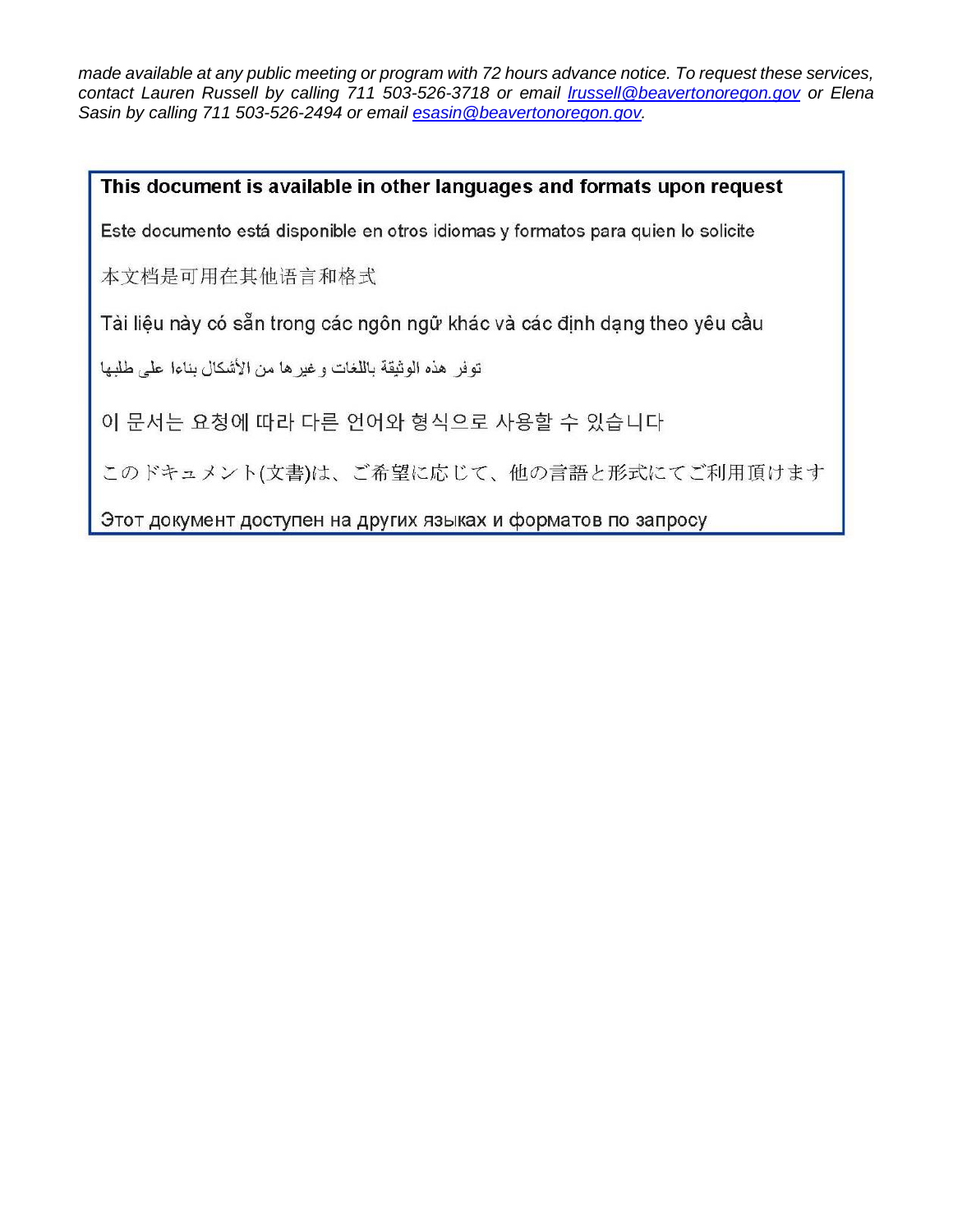*made available at any public meeting or program with 72 hours advance notice. To request these services, contact Lauren Russell by calling 711 503-526-3718 or email [lrussell@beavertonoregon.gov](mailto:lrussell@beavertonoregon.gov) or Elena Sasin by calling 711 503-526-2494 or email [esasin@beavertonoregon.gov](mailto:esasin@beavertonoregon.gov).*

**This document is available in other languages and formats upon request**

Este documento está disponible en otros idiomas y formatos para quien lo solicite

本文档是可用在其他语言和格式

Tài liệu này có sẵn trong các ngôn ngữ khác và các định dạng theo yêu cầu

توفر هذه الوثيقة باللغات وغيرها من الأشكال بناءا على طلبها

이 문서는 요청에 따라 다른 언어와 형식으로 사용할 수 있습니다

このドキュメント(文書)は、ご希望に応じて、他の言語と形式にてご利用頂けます

Этот документ доступен на других языках и форматов по запросу